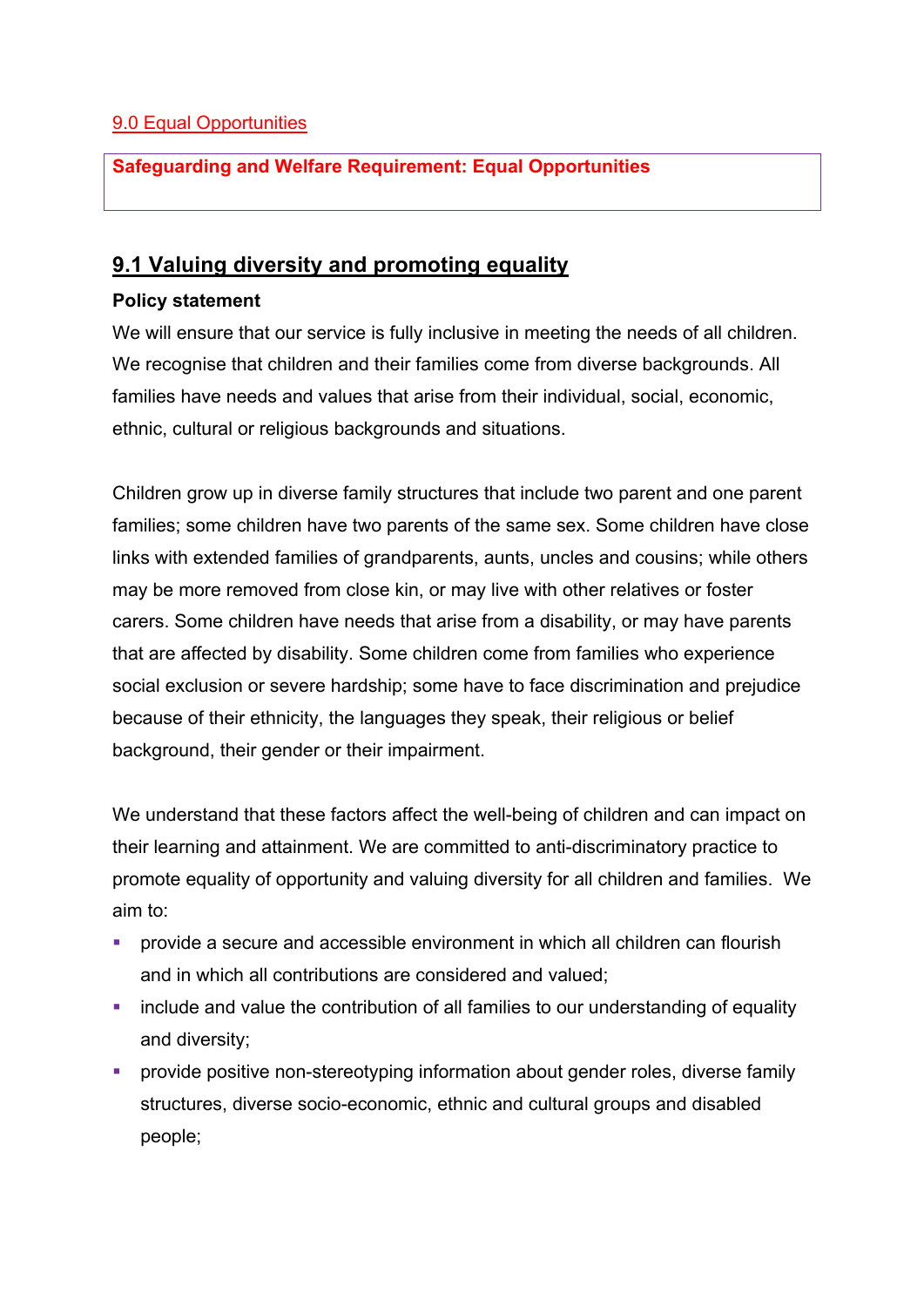# 9.0 Equal Opportunities

**Safeguarding and Welfare Requirement: Equal Opportunities**

## 9.1 Valuing diversity and promoting equality

**Policy statement**

We will ensure that our service is fully inclusive in meeting the needs of all children. We recognise that children and their families come from diverse backgrounds. All families have needs and values that arise from their individual, social, economic, ethnic, cultural or religious backgrounds and situations.

Children grow up in diverse family structures that include two parent and one parent families; some children have two parents of the same sex. Some children have close links with extended families of grandparents, aunts, uncles and cousins; while others may be more removed from close kin, or may live with other relatives or foster carers. Some children have needs that arise from a disability, or may have parents that are affected by disability. Some children come from families who experience social exclusion or severe hardship; some have to face discrimination and prejudice because of their ethnicity, the languages they speak, their religious or belief background, their gender or their impairment.

We understand that these factors affect the well-being of children and can impact on their learning and attainment. We are committed to anti-discriminatory practice to promote equality of opportunity and valuing diversity for all children and families. We aim to:

- provide a secure and accessible environment in which all children can flourish and in which all contributions are considered and valued;
- include and value the contribution of all families to our understanding of equality and diversity;
- provide positive non-stereotyping information about gender roles, diverse family structures, diverse socio-economic, ethnic and cultural groups and disabled people;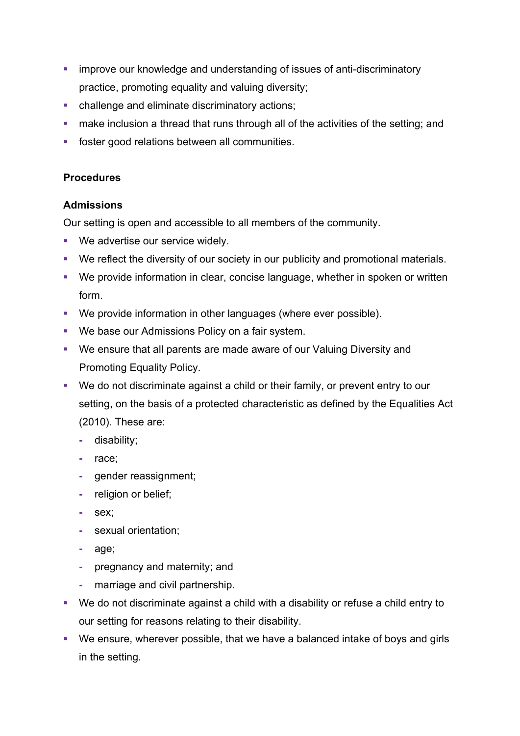- improve our knowledge and understanding of issues of anti-discriminatory practice, promoting equality and valuing diversity;
- challenge and eliminate discriminatory actions;
- make inclusion a thread that runs through all of the activities of the setting; and
- foster good relations between all communities.

**Procedures**

**Admissions**

Our setting is open and accessible to all members of the community.

- We advertise our service widely.
- We reflect the diversity of our society in our publicity and promotional materials.
- We provide information in clear, concise language, whether in spoken or written form.
- We provide information in other languages (where ever possible).
- We base our Admissions Policy on a fair system.
- We ensure that all parents are made aware of our Valuing Diversity and Promoting Equality Policy.
- We do not discriminate against a child or their family, or prevent entry to our setting, on the basis of a protected characteristic as defined by the Equalities Act (2010). These are:
  - disability;
  - race;
  - gender reassignment;
  - religion or belief;
  - sex;
  - sexual orientation;
  - age;
  - pregnancy and maternity; and
  - marriage and civil partnership.
- We do not discriminate against a child with a disability or refuse a child entry to our setting for reasons relating to their disability.
- We ensure, wherever possible, that we have a balanced intake of boys and girls in the setting.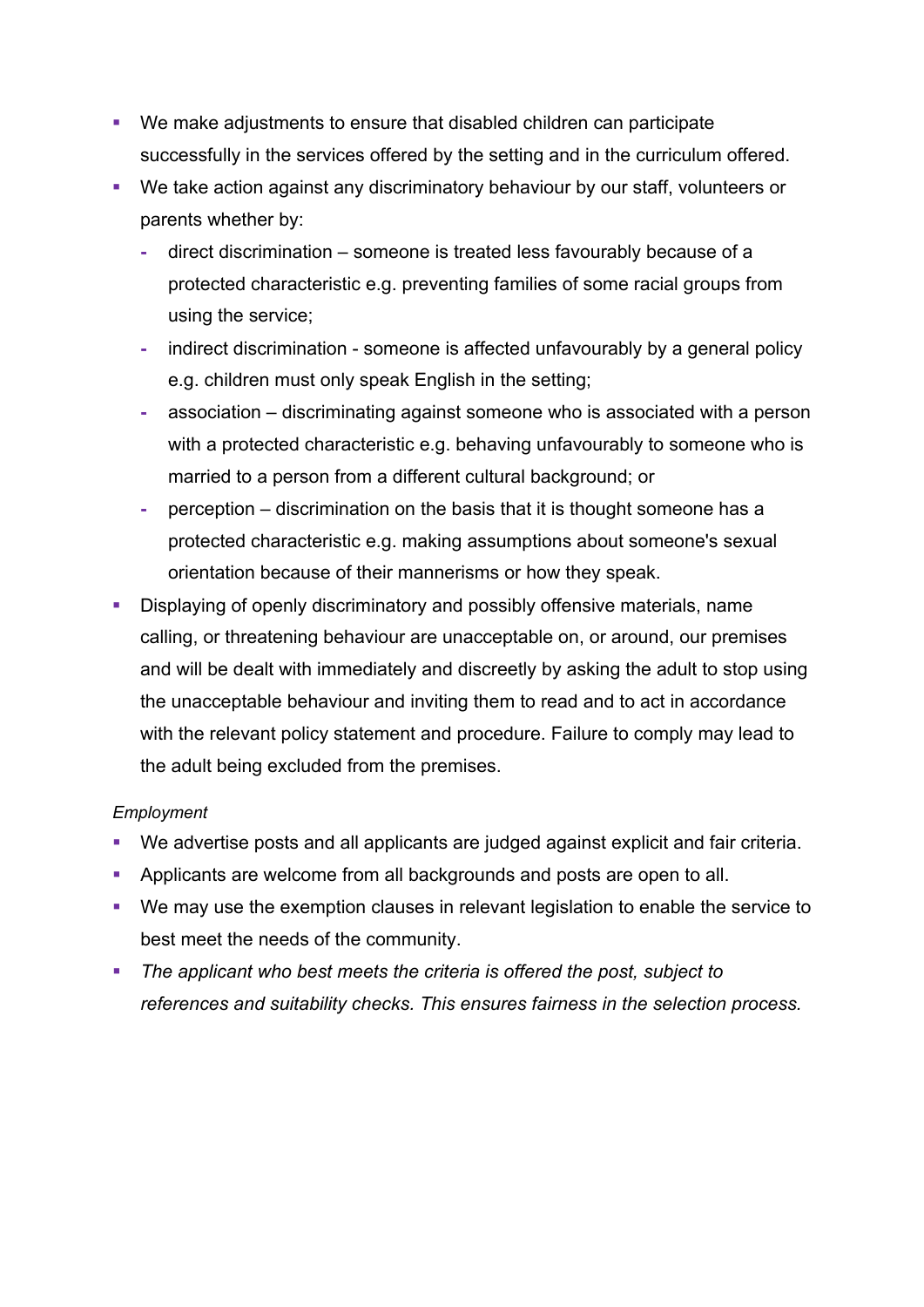- We make adjustments to ensure that disabled children can participate successfully in the services offered by the setting and in the curriculum offered.
- We take action against any discriminatory behaviour by our staff, volunteers or parents whether by:
  - direct discrimination – someone is treated less favourably because of a protected characteristic e.g. preventing families of some racial groups from using the service;
  - indirect discrimination - someone is affected unfavourably by a general policy e.g. children must only speak English in the setting;
  - association – discriminating against someone who is associated with a person with a protected characteristic e.g. behaving unfavourably to someone who is married to a person from a different cultural background; or
  - perception – discrimination on the basis that it is thought someone has a protected characteristic e.g. making assumptions about someone's sexual orientation because of their mannerisms or how they speak.
- Displaying of openly discriminatory and possibly offensive materials, name calling, or threatening behaviour are unacceptable on, or around, our premises and will be dealt with immediately and discreetly by asking the adult to stop using the unacceptable behaviour and inviting them to read and to act in accordance with the relevant policy statement and procedure. Failure to comply may lead to the adult being excluded from the premises.

*Employment*

- We advertise posts and all applicants are judged against explicit and fair criteria.
- Applicants are welcome from all backgrounds and posts are open to all.
- We may use the exemption clauses in relevant legislation to enable the service to best meet the needs of the community.
- *The applicant who best meets the criteria is offered the post, subject to references and suitability checks. This ensures fairness in the selection process.*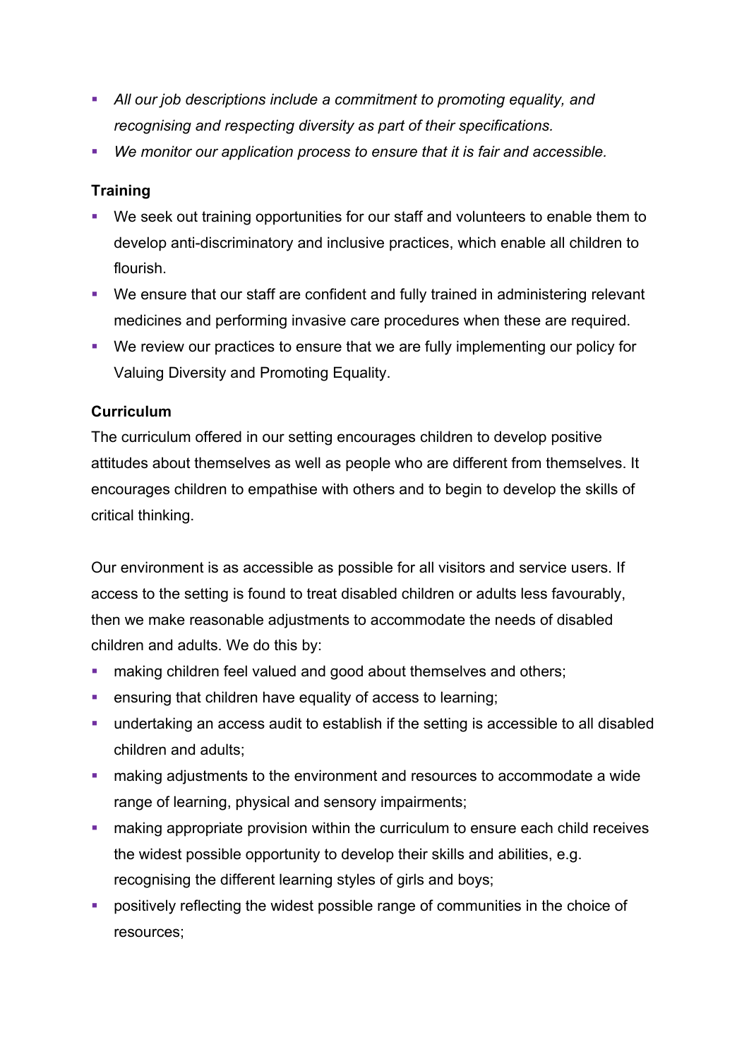- *All our job descriptions include a commitment to promoting equality, and recognising and respecting diversity as part of their specifications.*
- *We monitor our application process to ensure that it is fair and accessible.*

**Training**

- We seek out training opportunities for our staff and volunteers to enable them to develop anti-discriminatory and inclusive practices, which enable all children to flourish.
- We ensure that our staff are confident and fully trained in administering relevant medicines and performing invasive care procedures when these are required.
- We review our practices to ensure that we are fully implementing our policy for Valuing Diversity and Promoting Equality.

**Curriculum**

The curriculum offered in our setting encourages children to develop positive attitudes about themselves as well as people who are different from themselves. It encourages children to empathise with others and to begin to develop the skills of critical thinking.

Our environment is as accessible as possible for all visitors and service users. If access to the setting is found to treat disabled children or adults less favourably, then we make reasonable adjustments to accommodate the needs of disabled children and adults. We do this by:

- making children feel valued and good about themselves and others;
- ensuring that children have equality of access to learning;
- undertaking an access audit to establish if the setting is accessible to all disabled children and adults;
- making adjustments to the environment and resources to accommodate a wide range of learning, physical and sensory impairments;
- making appropriate provision within the curriculum to ensure each child receives the widest possible opportunity to develop their skills and abilities, e.g. recognising the different learning styles of girls and boys;
- positively reflecting the widest possible range of communities in the choice of resources;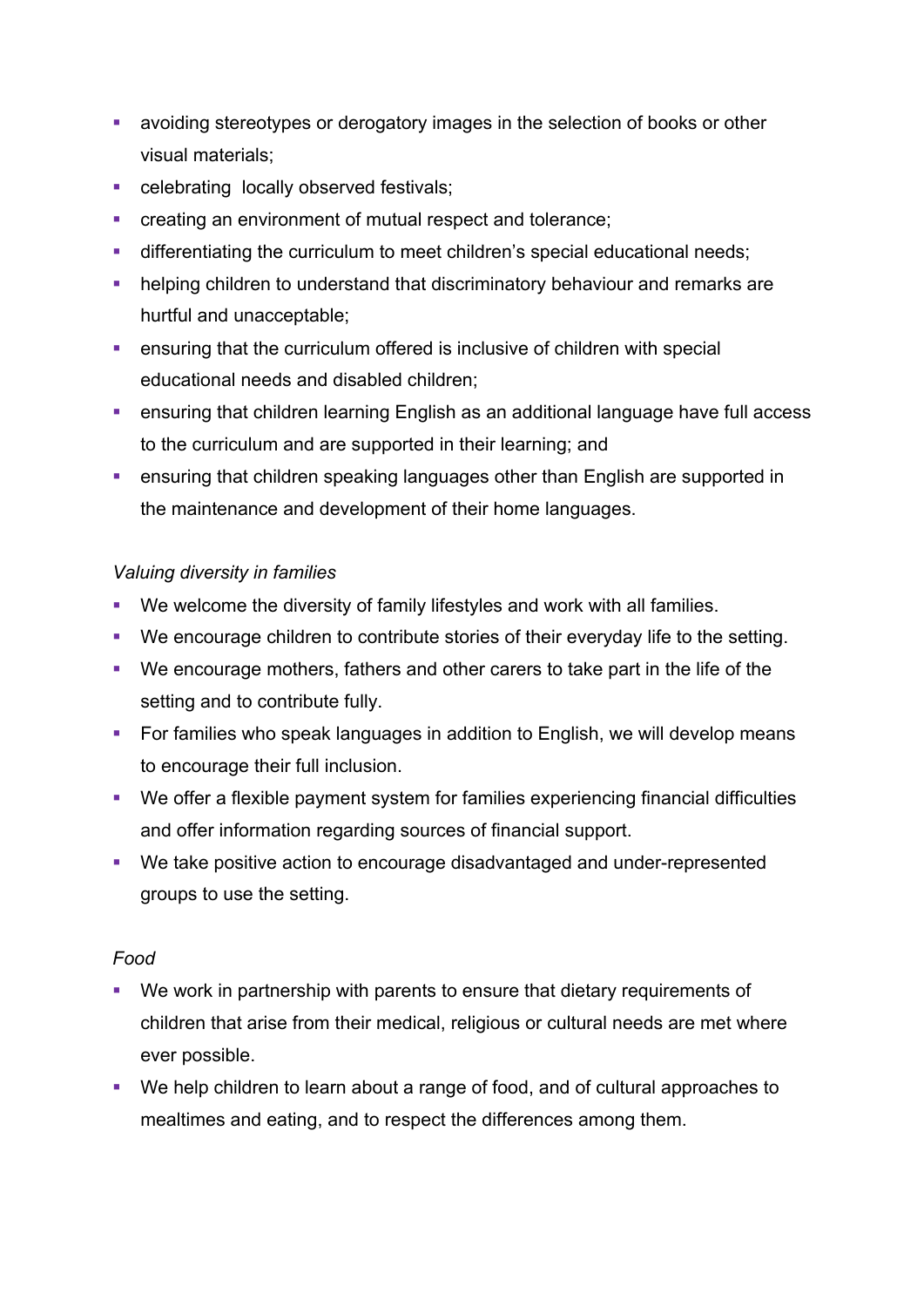- avoiding stereotypes or derogatory images in the selection of books or other visual materials;
- celebrating  locally observed festivals;
- creating an environment of mutual respect and tolerance;
- differentiating the curriculum to meet children's special educational needs;
- helping children to understand that discriminatory behaviour and remarks are hurtful and unacceptable;
- ensuring that the curriculum offered is inclusive of children with special educational needs and disabled children;
- ensuring that children learning English as an additional language have full access to the curriculum and are supported in their learning; and
- ensuring that children speaking languages other than English are supported in the maintenance and development of their home languages.

*Valuing diversity in families*

- We welcome the diversity of family lifestyles and work with all families.
- We encourage children to contribute stories of their everyday life to the setting.
- We encourage mothers, fathers and other carers to take part in the life of the setting and to contribute fully.
- For families who speak languages in addition to English, we will develop means to encourage their full inclusion.
- We offer a flexible payment system for families experiencing financial difficulties and offer information regarding sources of financial support.
- We take positive action to encourage disadvantaged and under-represented groups to use the setting.

*Food*

- We work in partnership with parents to ensure that dietary requirements of children that arise from their medical, religious or cultural needs are met where ever possible.
- We help children to learn about a range of food, and of cultural approaches to mealtimes and eating, and to respect the differences among them.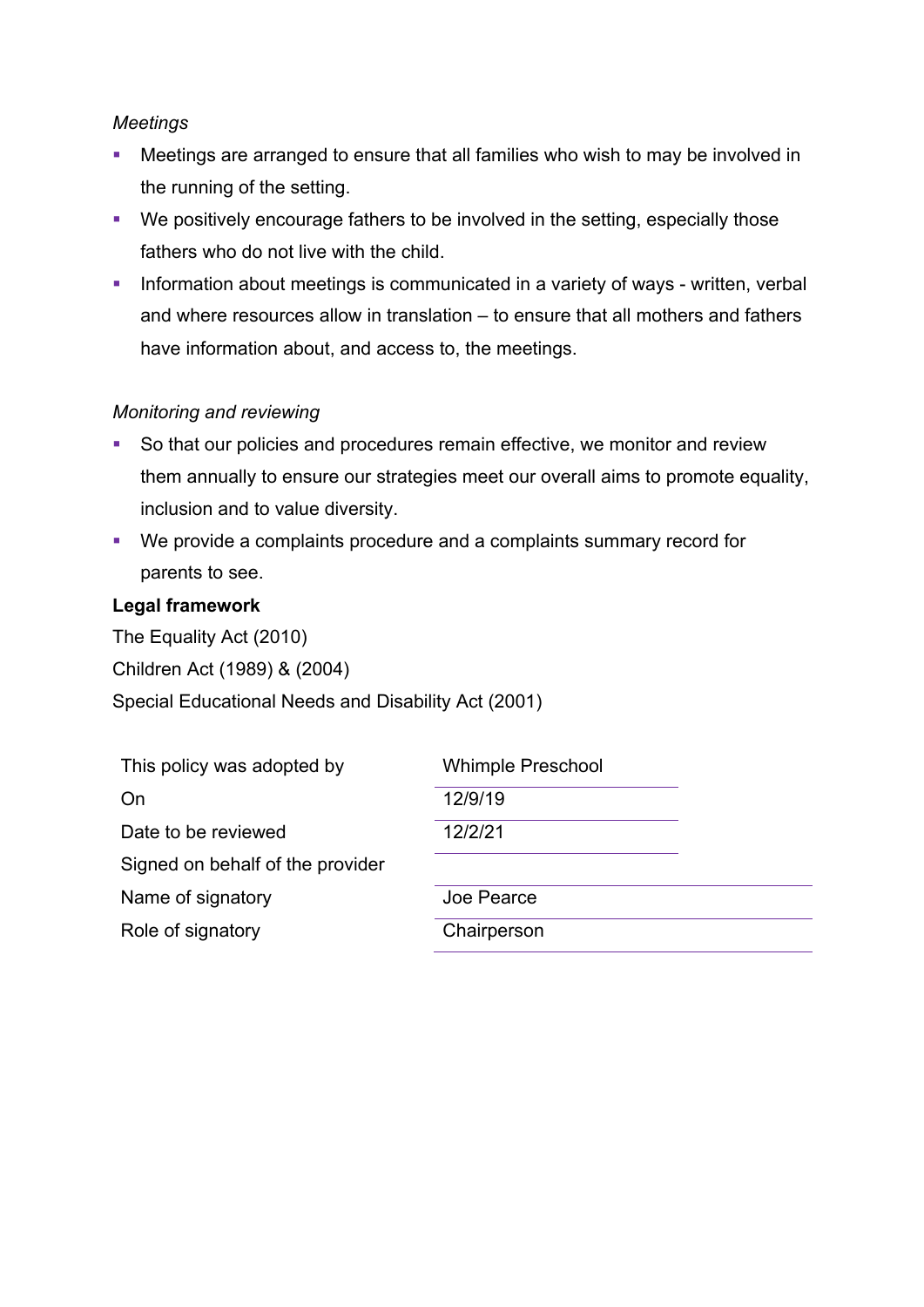*Meetings*

- Meetings are arranged to ensure that all families who wish to may be involved in the running of the setting.
- We positively encourage fathers to be involved in the setting, especially those fathers who do not live with the child.
- Information about meetings is communicated in a variety of ways - written, verbal and where resources allow in translation – to ensure that all mothers and fathers have information about, and access to, the meetings.

*Monitoring and reviewing*

- So that our policies and procedures remain effective, we monitor and review them annually to ensure our strategies meet our overall aims to promote equality, inclusion and to value diversity.
- We provide a complaints procedure and a complaints summary record for parents to see.

**Legal framework**

The Equality Act (2010)

Children Act (1989) & (2004)

Special Educational Needs and Disability Act (2001)

| | |
|---|---|
| This policy was adopted by | Whimple Preschool |
| On | 12/9/19 |
| Date to be reviewed | 12/2/21 |
| Signed on behalf of the provider | |
| Name of signatory | Joe Pearce |
| Role of signatory | Chairperson |